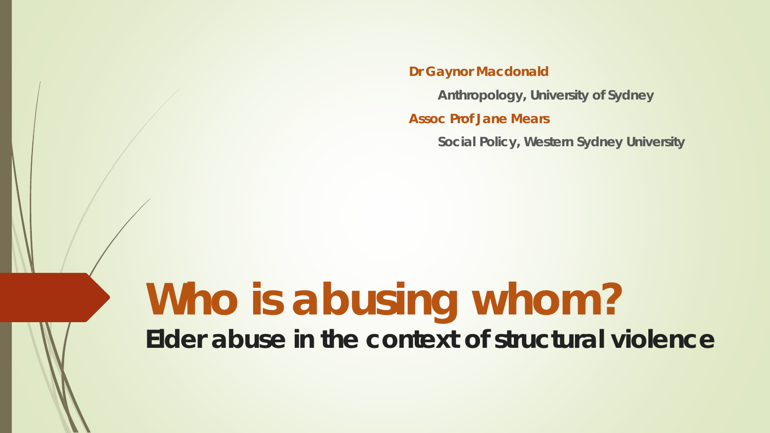**Dr Gaynor Macdonald**

Anthropology, University of Sydney

**Assoc Prof Jane Mears**

Social Policy, Western Sydney University

# Who is abusing whom?

## Elder abuse in the context of structural violence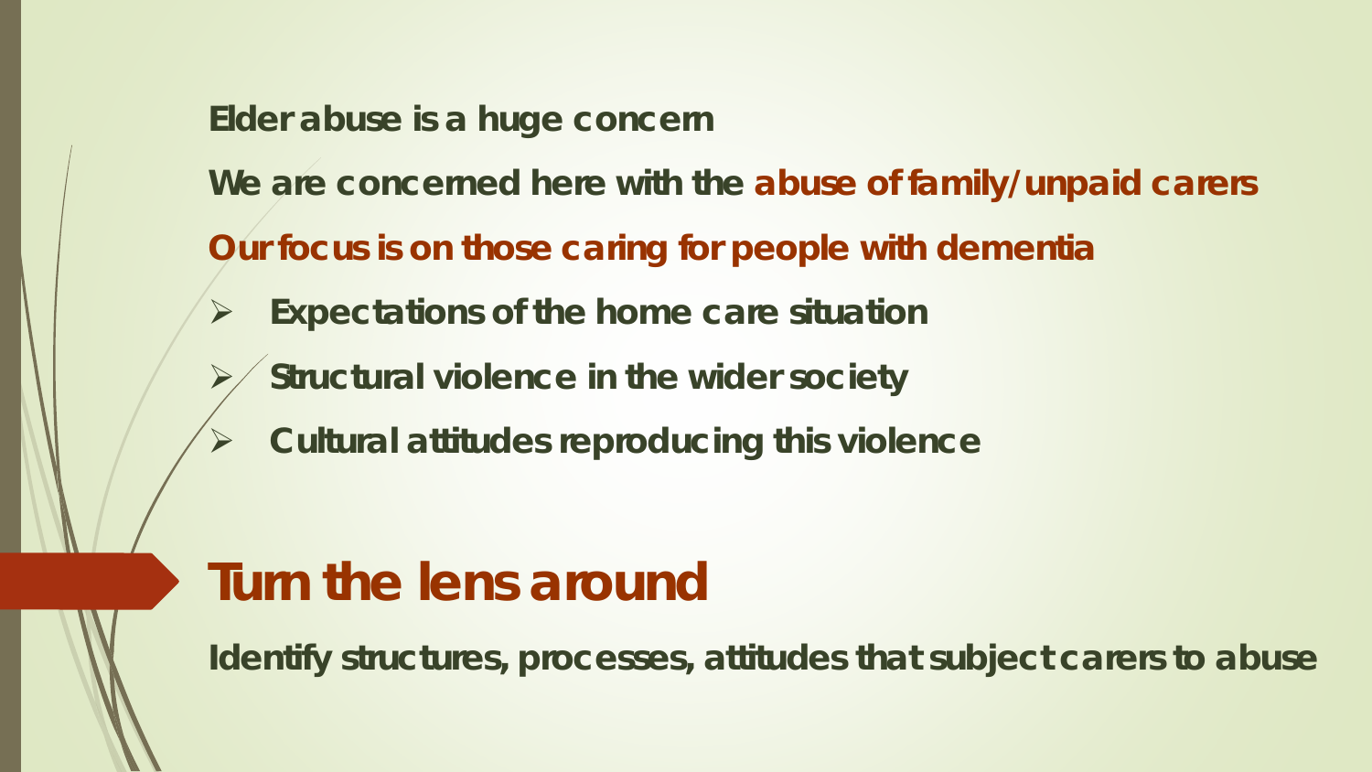**Elder abuse is a huge concern**

**We are concerned here with the abuse of family/unpaid carers**

**Our focus is on those caring for people with dementia**

- **Expectations of the home care situation**
- **Structural violence in the wider society**
- **Cultural attitudes reproducing this violence**

# Turn the lens around

**Identify structures, processes, attitudes that subject carers to abuse**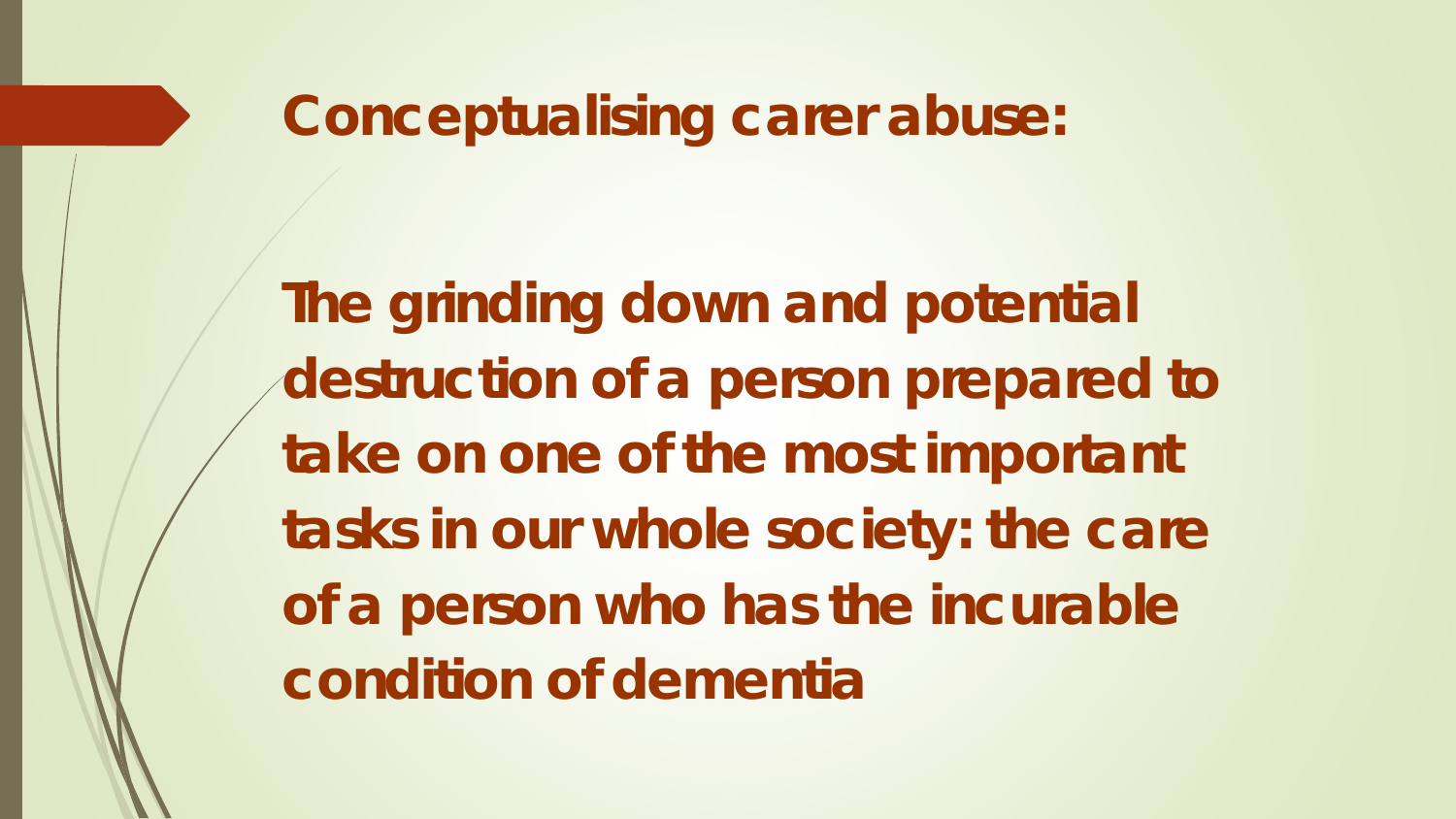## Conceptualising carer abuse:

**The grinding down and potential destruction of a person prepared to take on one of the most important tasks in our whole society: the care of a person who has the incurable condition of dementia**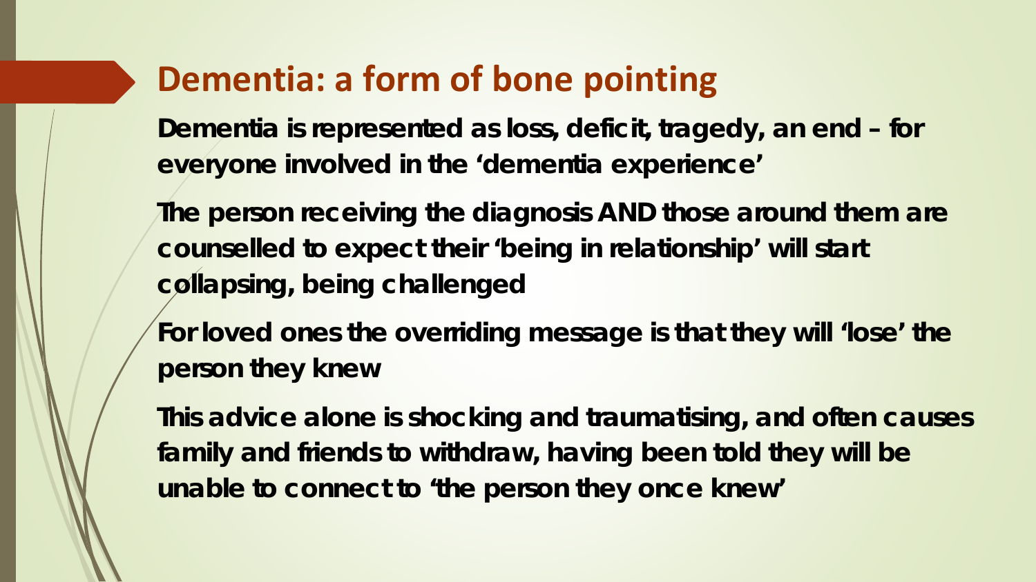## Dementia: a form of bone pointing

Dementia is represented as loss, deficit, tragedy, an end – for everyone involved in the 'dementia experience'

The person receiving the diagnosis AND those around them are counselled to expect their 'being in relationship' will start collapsing, being challenged

For loved ones the overriding message is that they will 'lose' the person they knew

This advice alone is shocking and traumatising, and often causes family and friends to withdraw, having been told they will be unable to connect to 'the person they once knew'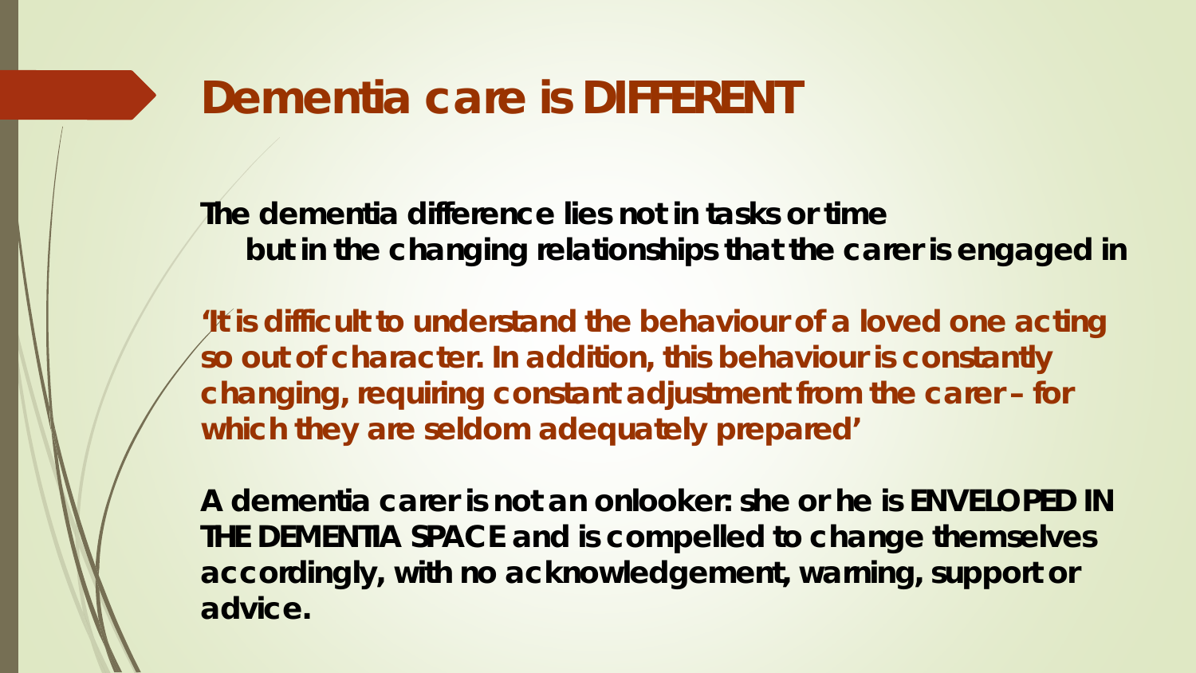# Dementia care is DIFFERENT

**The dementia difference lies not in tasks or time**
**but in the changing relationships that the carer is engaged in**

**'It is difficult to understand the behaviour of a loved one acting so out of character. In addition, this behaviour is constantly changing, requiring constant adjustment from the carer – for which they are seldom adequately prepared'**

**A dementia carer is not an onlooker: she or he is ENVELOPED IN THE DEMENTIA SPACE and is compelled to change themselves accordingly, with no acknowledgement, warning, support or advice.**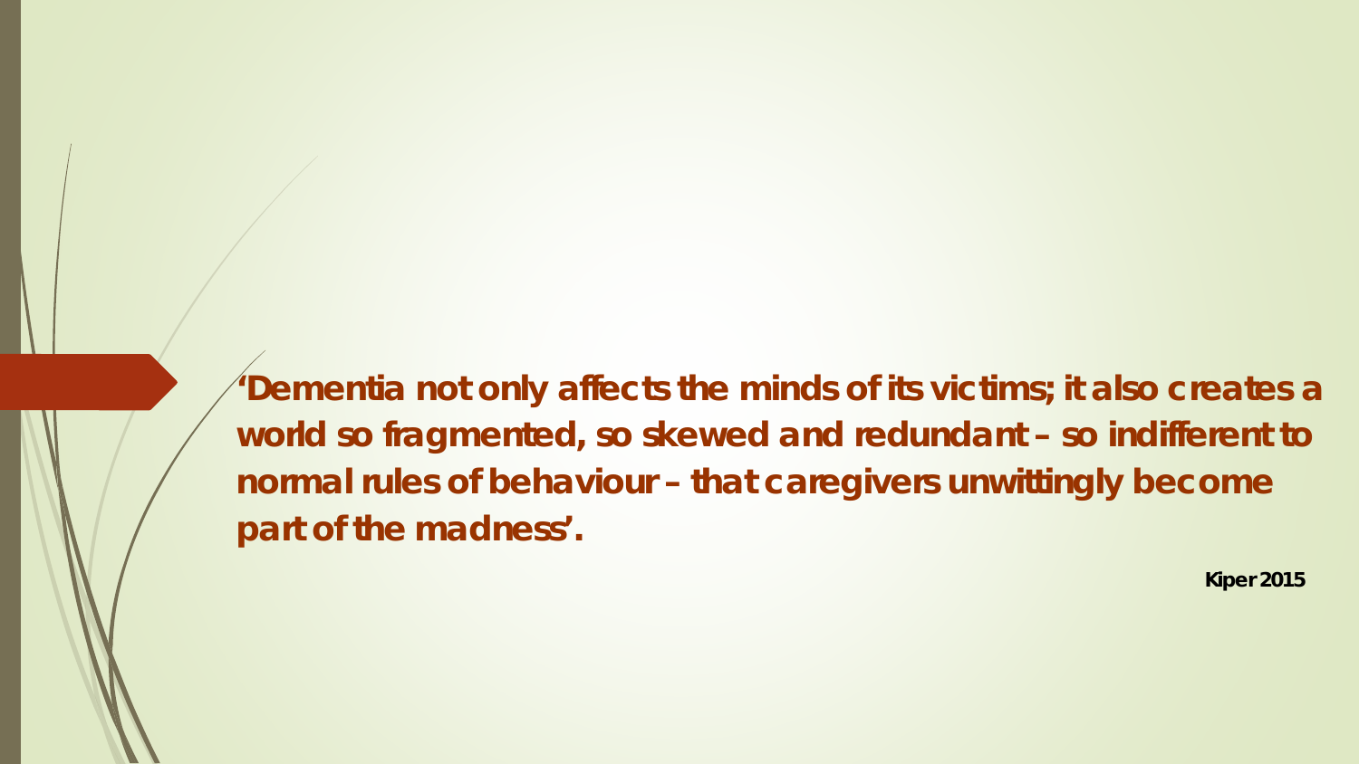**'Dementia not only affects the minds of its victims; it also creates a world so fragmented, so skewed and redundant – so indifferent to normal rules of behaviour – that caregivers unwittingly become part of the madness'.**

**Kiper 2015**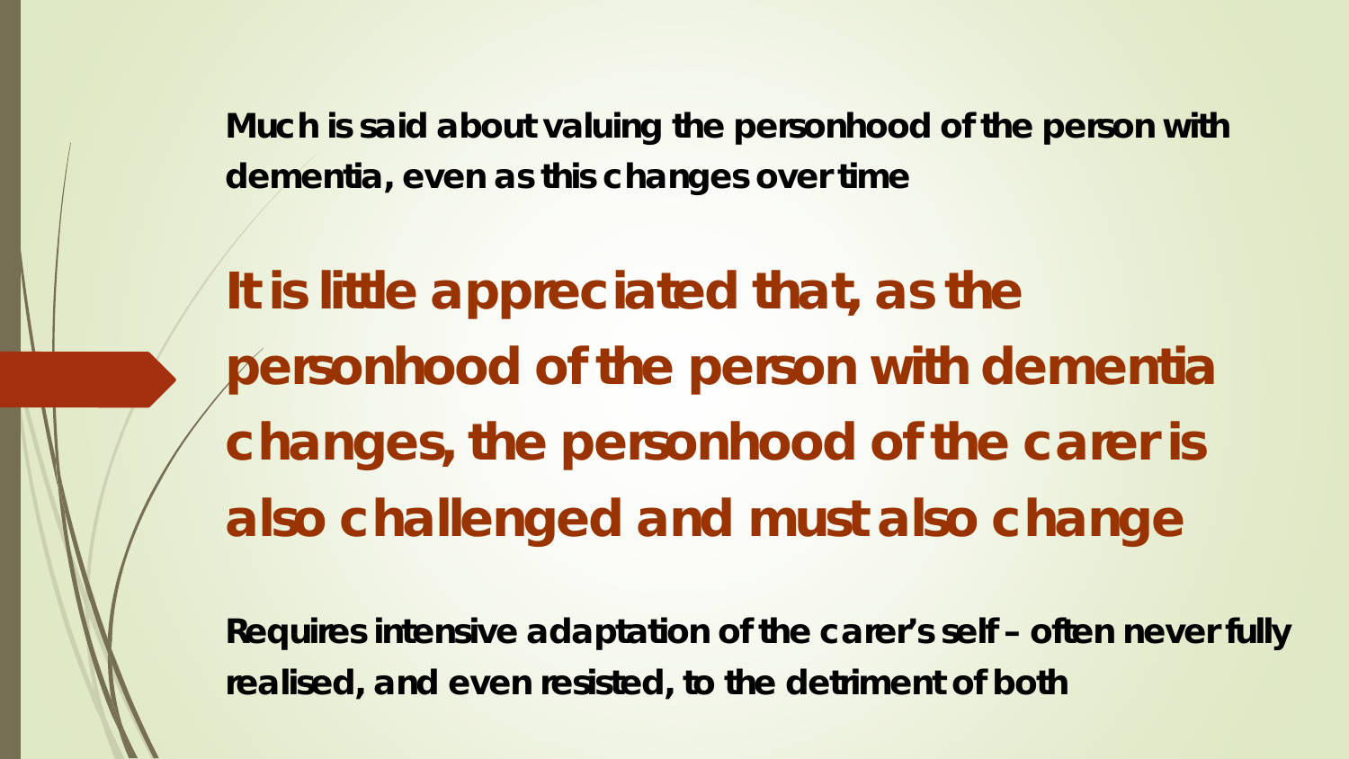**Much is said about valuing the personhood of the person with dementia, even as this changes over time**

## It is little appreciated that, as the personhood of the person with dementia changes, the personhood of the carer is also challenged and must also change

**Requires intensive adaptation of the carer's self – often never fully realised, and even resisted, to the detriment of both**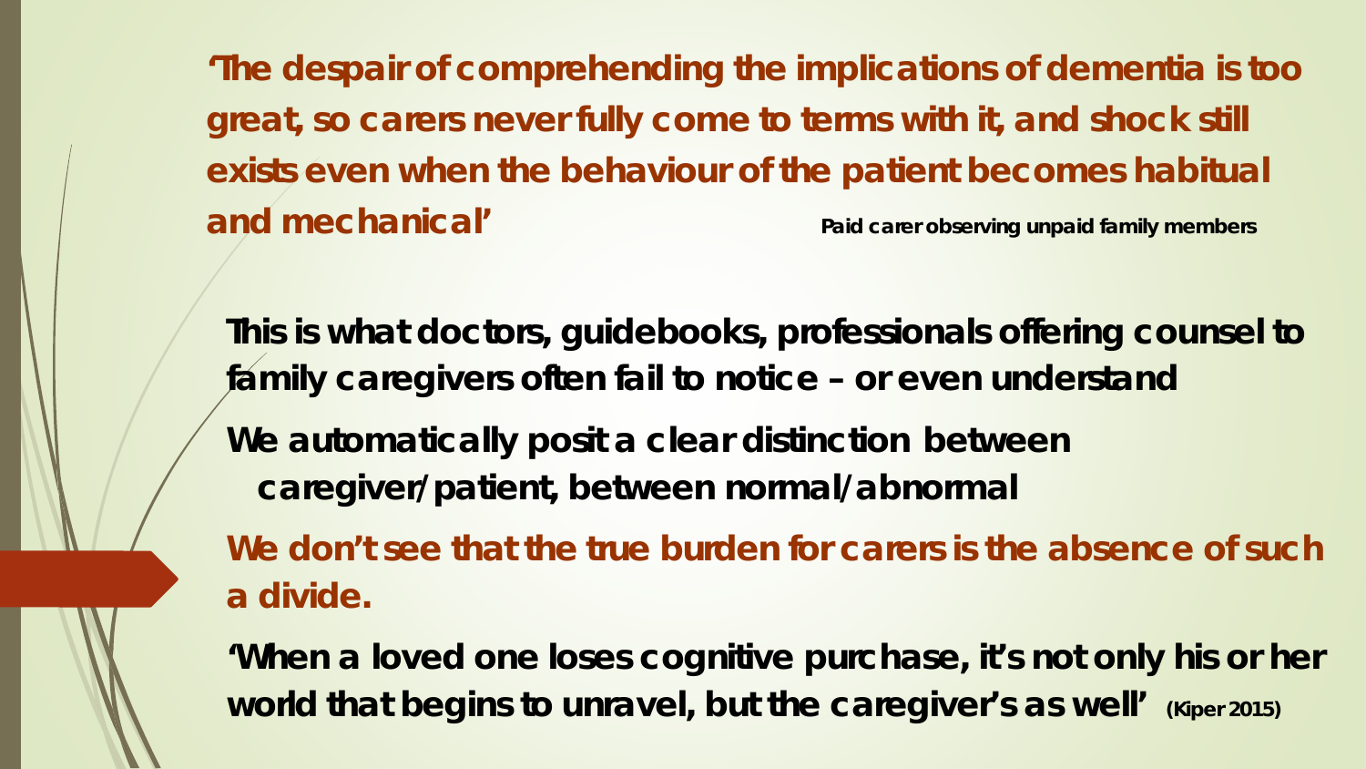**'The despair of comprehending the implications of dementia is too great, so carers never fully come to terms with it, and shock still exists even when the behaviour of the patient becomes habitual and mechanical'** **Paid carer observing unpaid family members**

**This is what doctors, guidebooks, professionals offering counsel to family caregivers often fail to notice – or even understand**

**We automatically posit a clear distinction between caregiver/patient, between normal/abnormal**

**We don't see that the true burden for carers is the absence of such a divide.**

**'When a loved one loses cognitive purchase, it's not only his or her world that begins to unravel, but the caregiver's as well'** **(Kiper 2015)**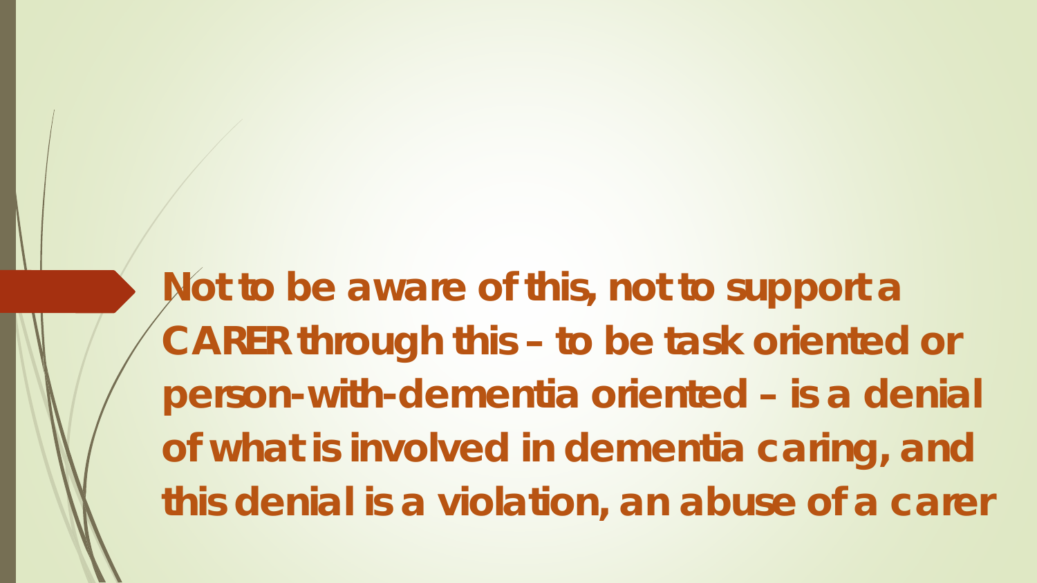**Not to be aware of this, not to support a CARER through this – to be task oriented or person-with-dementia oriented – is a denial of what is involved in dementia caring, and this denial is a violation, an abuse of a carer**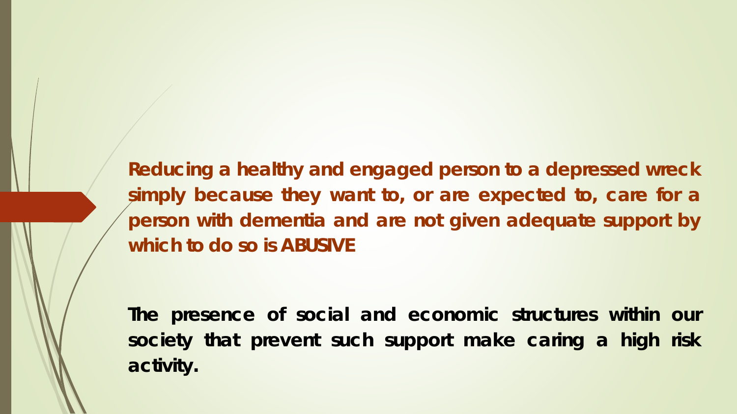**Reducing a healthy and engaged person to a depressed wreck simply because they want to, or are expected to, care for a person with dementia and are not given adequate support by which to do so is ABUSIVE**

**The presence of social and economic structures within our society that prevent such support make caring a high risk activity.**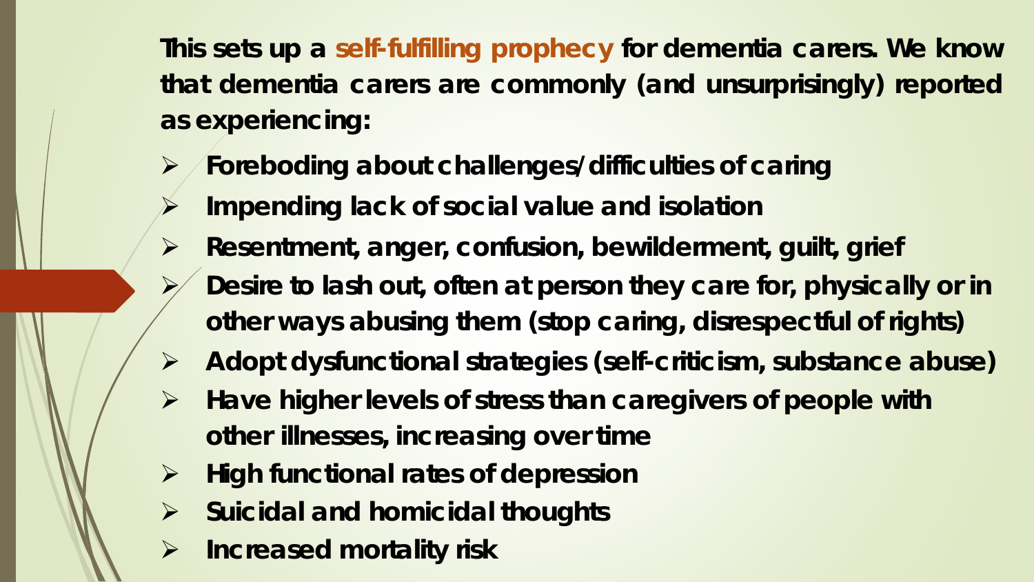**This sets up a self-fulfilling prophecy for dementia carers. We know that dementia carers are commonly (and unsurprisingly) reported as experiencing:**

- **Foreboding about challenges/difficulties of caring**
- **Impending lack of social value and isolation**
- **Resentment, anger, confusion, bewilderment, guilt, grief**
- **Desire to lash out, often at person they care for, physically or in other ways abusing them (stop caring, disrespectful of rights)**
- **Adopt dysfunctional strategies (self-criticism, substance abuse)**
- **Have higher levels of stress than caregivers of people with other illnesses, increasing over time**
- **High functional rates of depression**
- **Suicidal and homicidal thoughts**
- **Increased mortality risk**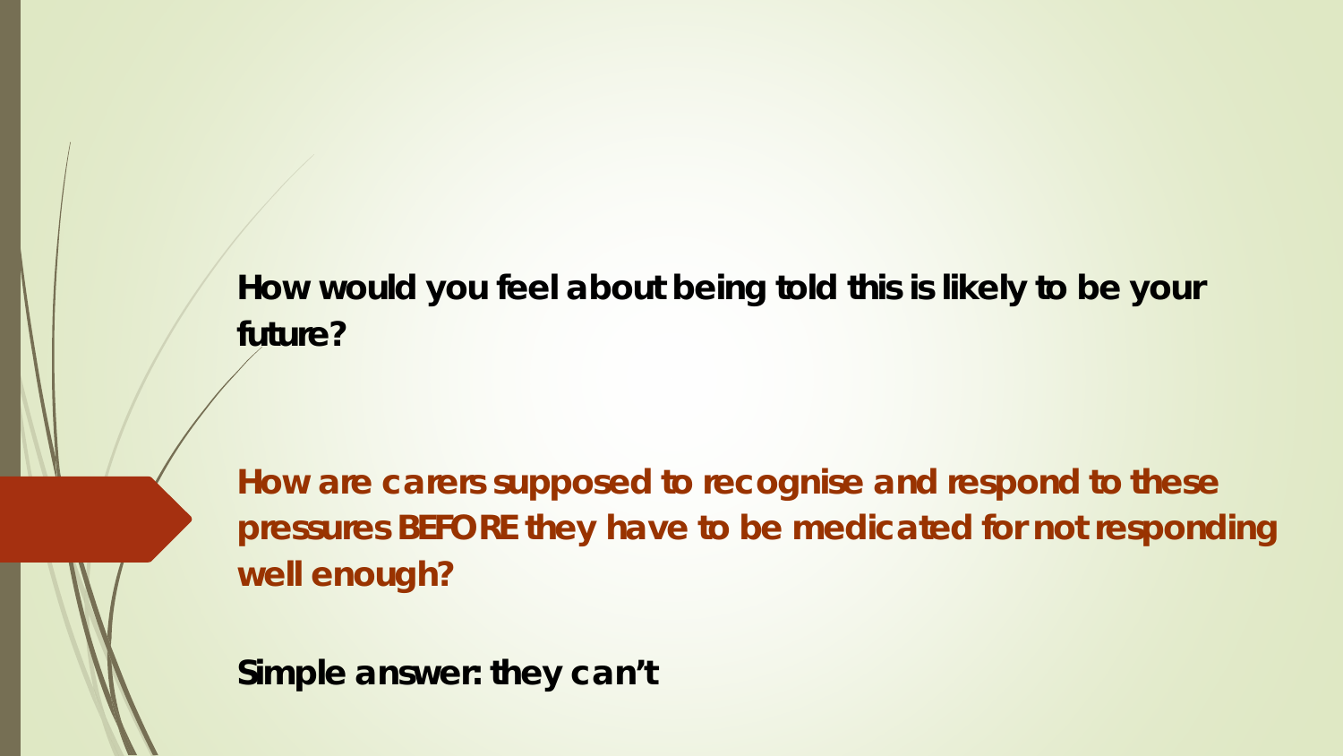**How would you feel about being told this is likely to be your future?**

**How are carers supposed to recognise and respond to these pressures BEFORE they have to be medicated for not responding well enough?**

**Simple answer: they can't**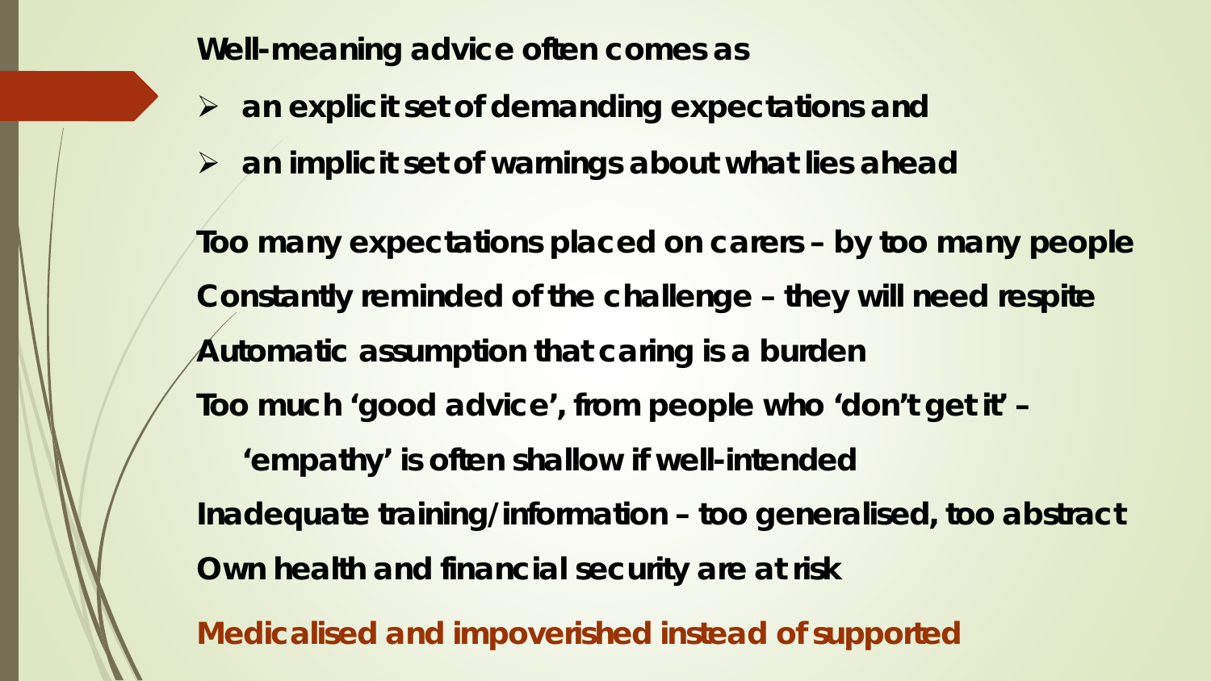**Well-meaning advice often comes as**

- **an explicit set of demanding expectations and**
- **an implicit set of warnings about what lies ahead**

**Too many expectations placed on carers – by too many people**

**Constantly reminded of the challenge – they will need respite**

**Automatic assumption that caring is a burden**

**Too much 'good advice', from people who 'don't get it' –**

**'empathy' is often shallow if well-intended**

**Inadequate training/information – too generalised, too abstract**

**Own health and financial security are at risk**

**Medicalised and impoverished instead of supported**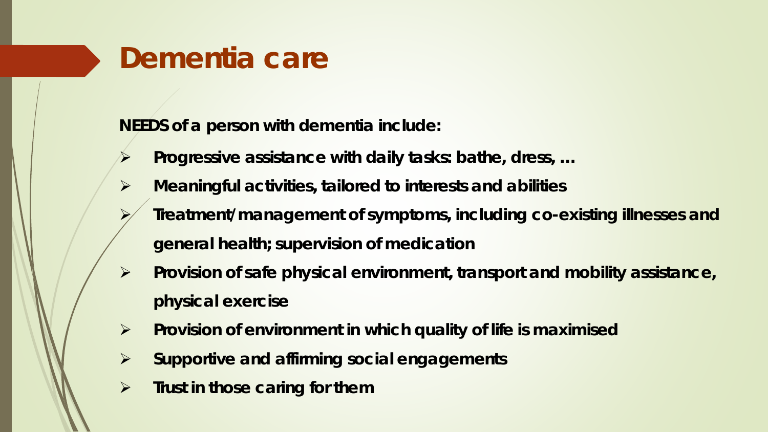# Dementia care

**NEEDS of a person with dementia include:**

- **Progressive assistance with daily tasks: bathe, dress, …**
- **Meaningful activities, tailored to interests and abilities**
- **Treatment/management of symptoms, including co-existing illnesses and general health; supervision of medication**
- **Provision of safe physical environment, transport and mobility assistance, physical exercise**
- **Provision of environment in which quality of life is maximised**
- **Supportive and affirming social engagements**
- **Trust in those caring for them**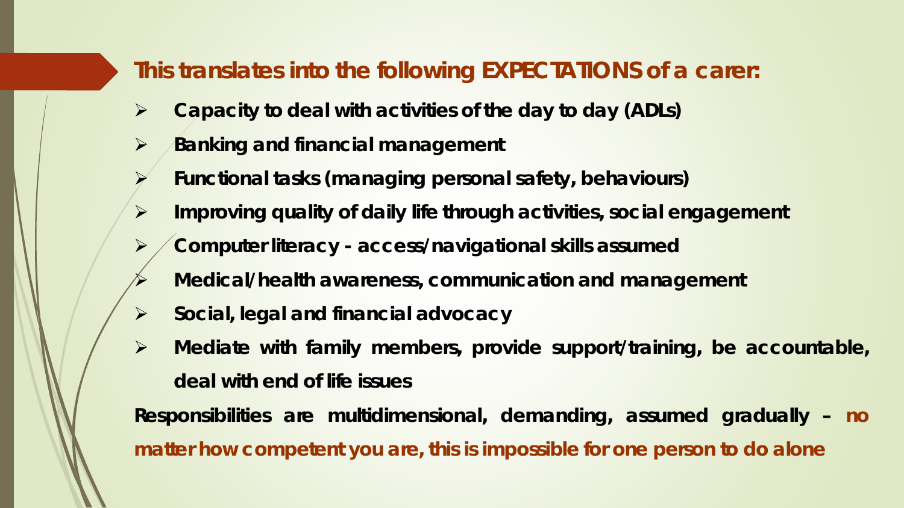## This translates into the following EXPECTATIONS of a carer:

- Capacity to deal with activities of the day to day (ADLs)
- Banking and financial management
- Functional tasks (managing personal safety, behaviours)
- Improving quality of daily life through activities, social engagement
- Computer literacy - access/navigational skills assumed
- Medical/health awareness, communication and management
- Social, legal and financial advocacy
- Mediate with family members, provide support/training, be accountable, deal with end of life issues

**Responsibilities are multidimensional, demanding, assumed gradually – no matter how competent you are, this is impossible for one person to do alone**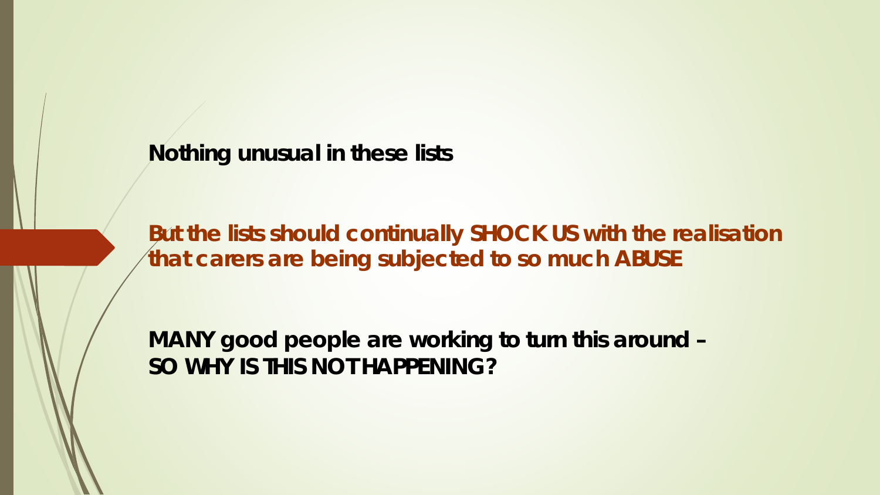**Nothing unusual in these lists**

**But the lists should continually SHOCK US with the realisation that carers are being subjected to so much ABUSE**

**MANY good people are working to turn this around – SO WHY IS THIS NOT HAPPENING?**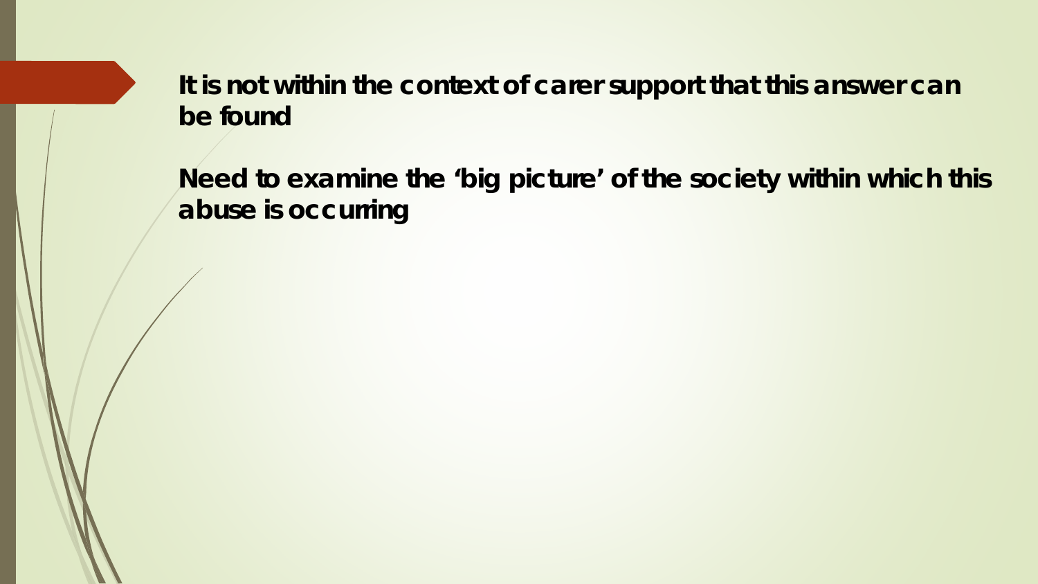It is not within the context of carer support that this answer can be found

Need to examine the 'big picture' of the society within which this abuse is occurring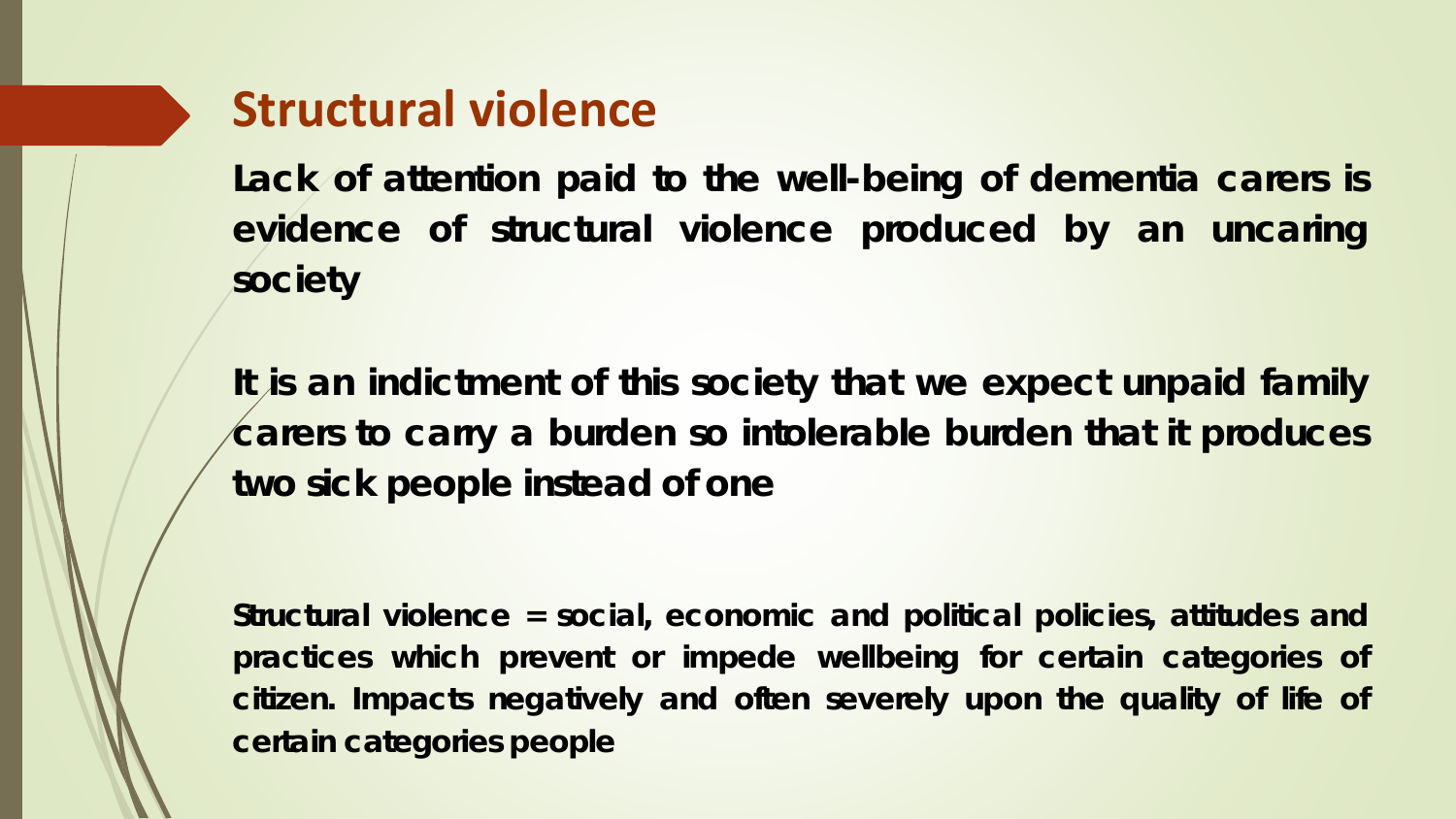# Structural violence

**Lack of attention paid to the well-being of dementia carers is evidence of structural violence produced by an uncaring society**

**It is an indictment of this society that we expect unpaid family carers to carry a burden so intolerable burden that it produces two sick people instead of one**

**Structural violence = social, economic and political policies, attitudes and practices which prevent or impede wellbeing for certain categories of citizen. Impacts negatively and often severely upon the quality of life of certain categories people**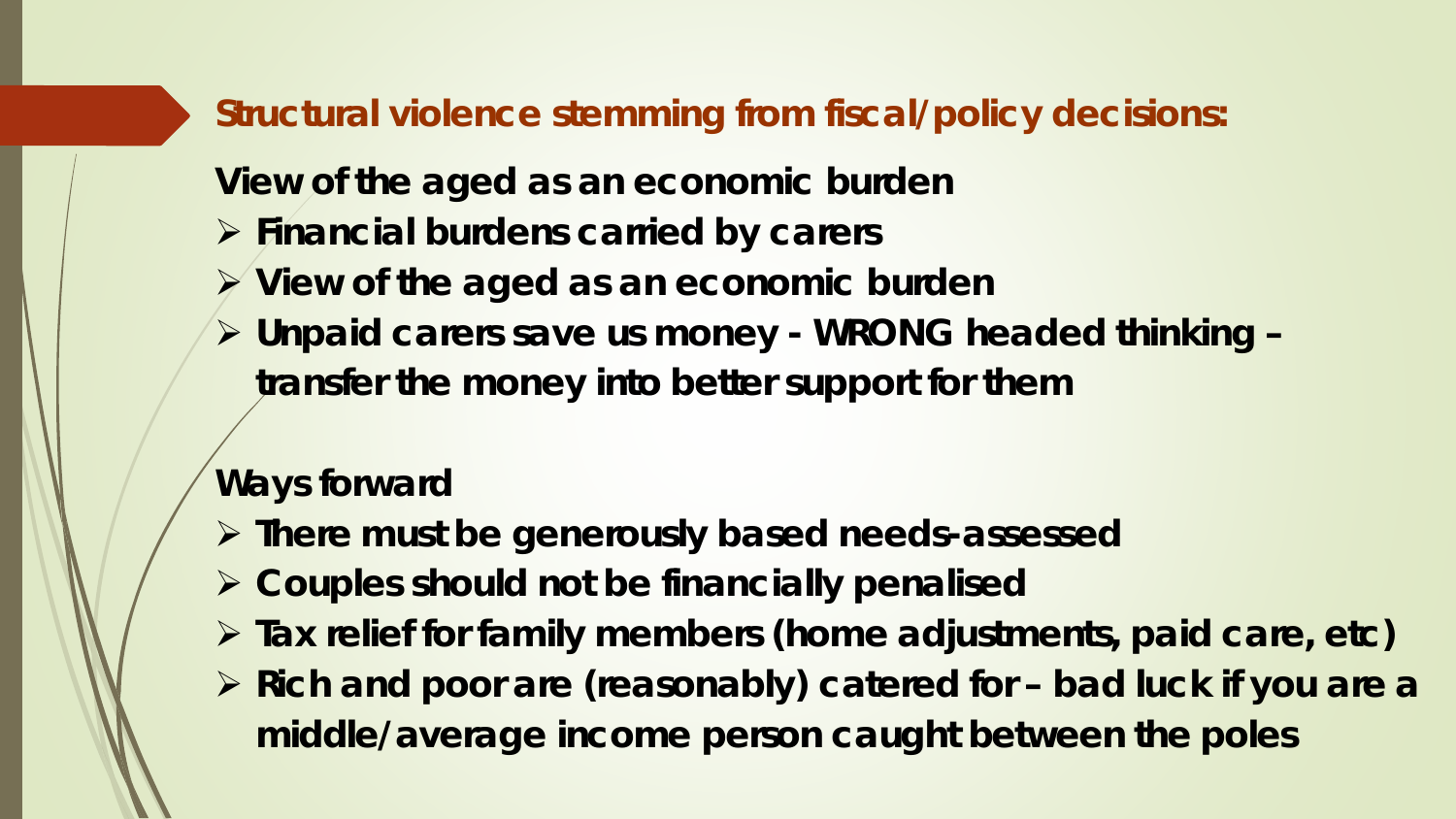## Structural violence stemming from fiscal/policy decisions:

**View of the aged as an economic burden**

- **Financial burdens carried by carers**
- **View of the aged as an economic burden**
- **Unpaid carers save us money - WRONG headed thinking – transfer the money into better support for them**

**Ways forward**

- **There must be generously based needs-assessed**
- **Couples should not be financially penalised**
- **Tax relief for family members (home adjustments, paid care, etc)**
- **Rich and poor are (reasonably) catered for – bad luck if you are a middle/average income person caught between the poles**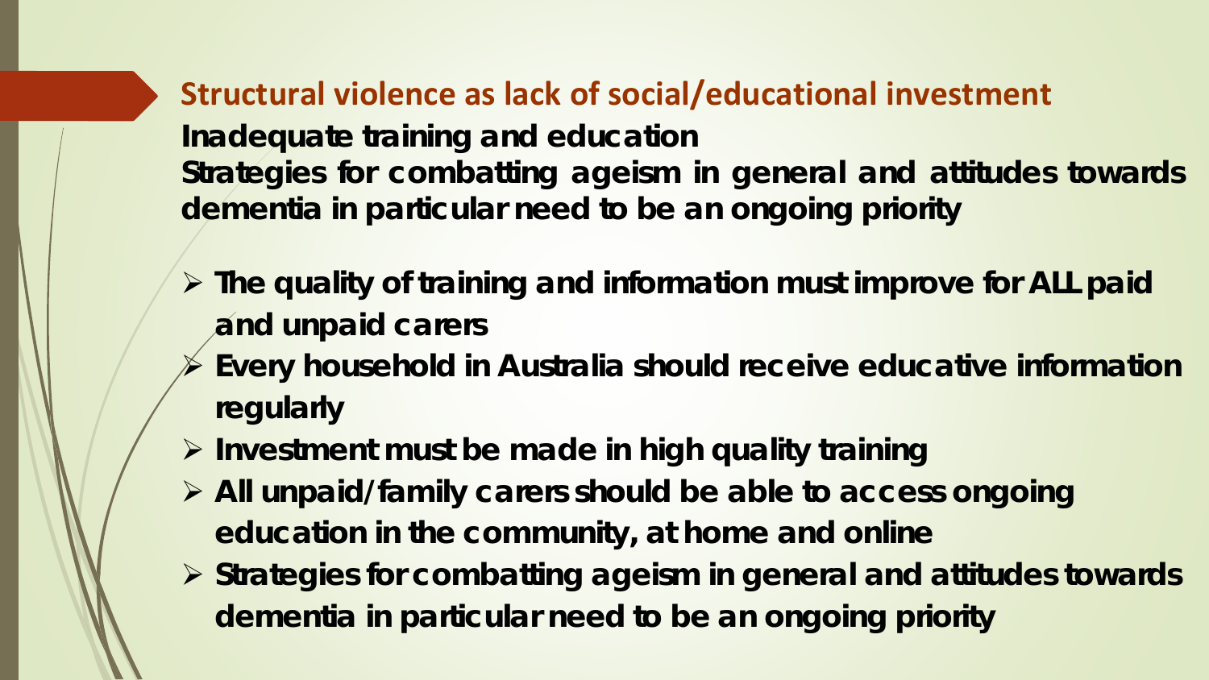## Structural violence as lack of social/educational investment

**Inadequate training and education**

**Strategies for combatting ageism in general and attitudes towards dementia in particular need to be an ongoing priority**

- **The quality of training and information must improve for ALL paid and unpaid carers**
- **Every household in Australia should receive educative information regularly**
- **Investment must be made in high quality training**
- **All unpaid/family carers should be able to access ongoing education in the community, at home and online**
- **Strategies for combatting ageism in general and attitudes towards dementia in particular need to be an ongoing priority**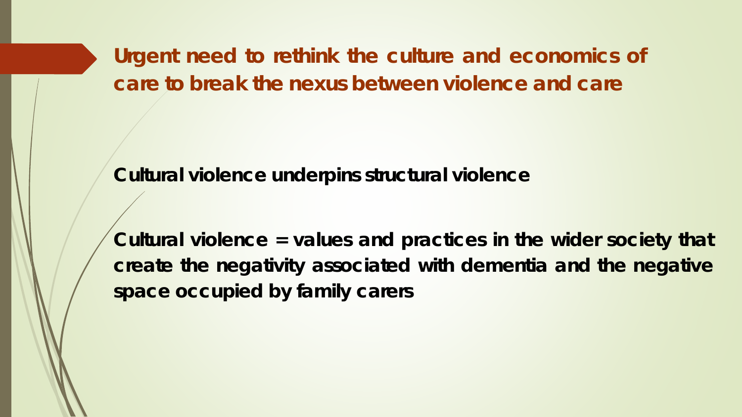## Urgent need to rethink the culture and economics of care to break the nexus between violence and care

**Cultural violence underpins structural violence**

**Cultural violence = values and practices in the wider society that create the negativity associated with dementia and the negative space occupied by family carers**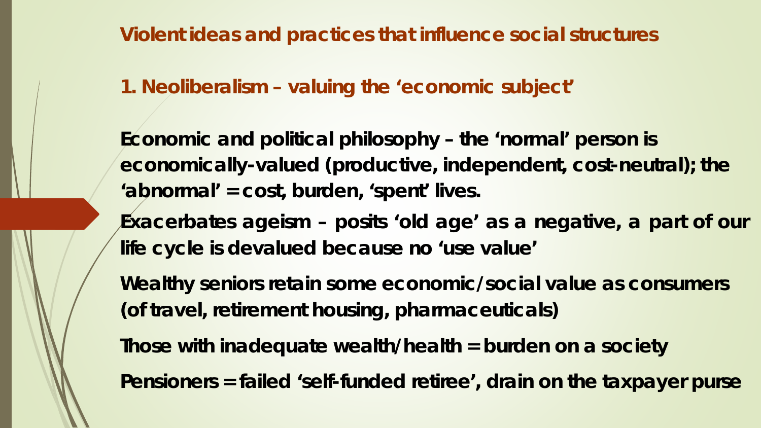## Violent ideas and practices that influence social structures

### 1. Neoliberalism – valuing the 'economic subject'

Economic and political philosophy – the 'normal' person is economically-valued (productive, independent, cost-neutral); the 'abnormal' = cost, burden, 'spent' lives.

Exacerbates ageism – posits 'old age' as a negative, a part of our life cycle is devalued because no 'use value'

Wealthy seniors retain some economic/social value as consumers (of travel, retirement housing, pharmaceuticals)

Those with inadequate wealth/health = burden on a society

Pensioners = failed 'self-funded retiree', drain on the taxpayer purse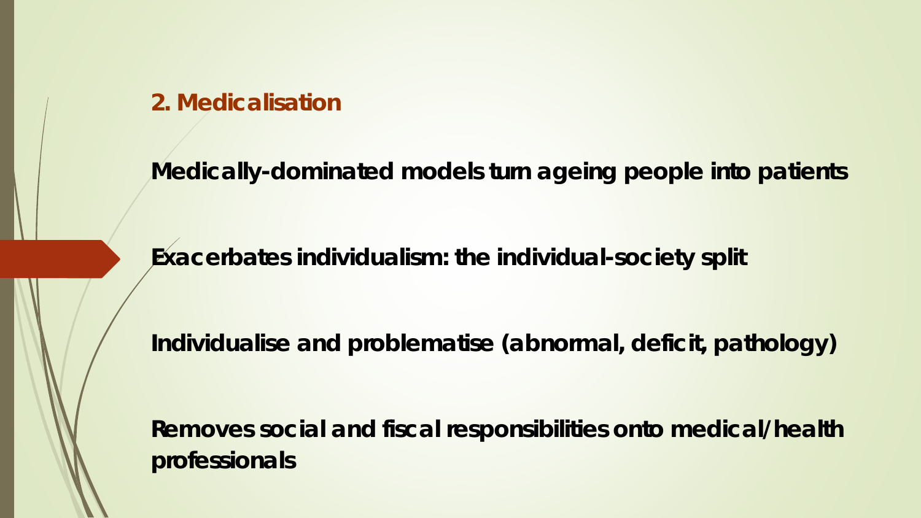## 2. Medicalisation

Medically-dominated models turn ageing people into patients

Exacerbates individualism: the individual-society split

Individualise and problematise (abnormal, deficit, pathology)

Removes social and fiscal responsibilities onto medical/health professionals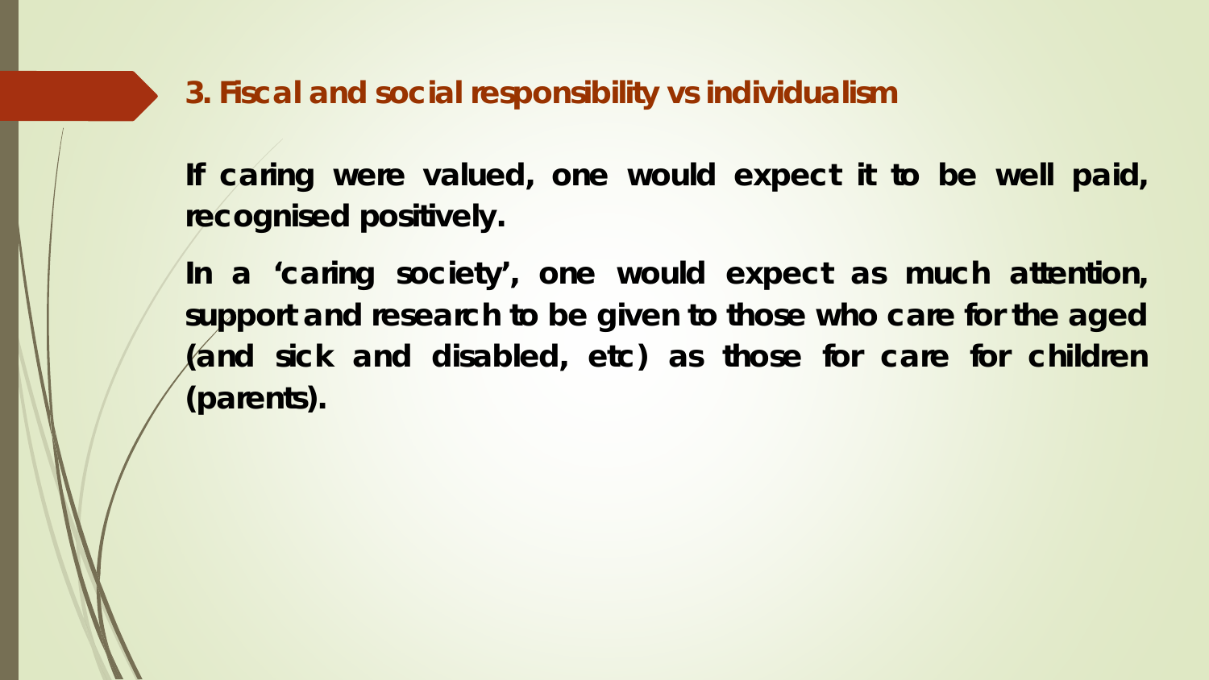## 3. Fiscal and social responsibility vs individualism

**If caring were valued, one would expect it to be well paid, recognised positively.**

**In a 'caring society', one would expect as much attention, support and research to be given to those who care for the aged (and sick and disabled, etc) as those for care for children (parents).**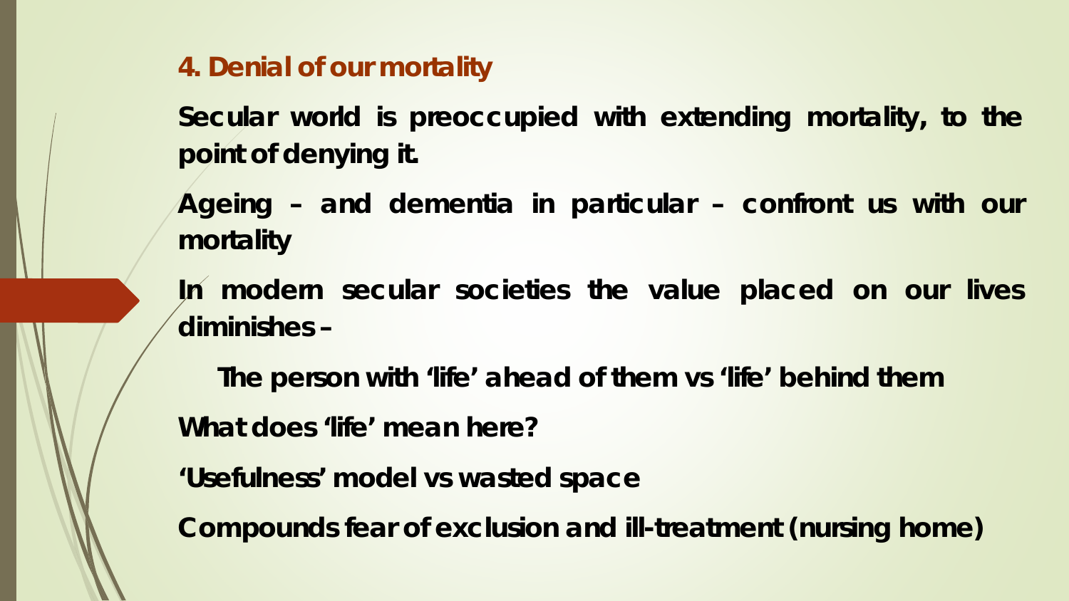## 4. Denial of our mortality

**Secular world is preoccupied with extending mortality, to the point of denying it.**

**Ageing – and dementia in particular – confront us with our mortality**

**In modern secular societies the value placed on our lives diminishes –**

**The person with 'life' ahead of them vs 'life' behind them**

**What does 'life' mean here?**

**'Usefulness' model vs wasted space**

**Compounds fear of exclusion and ill-treatment (nursing home)**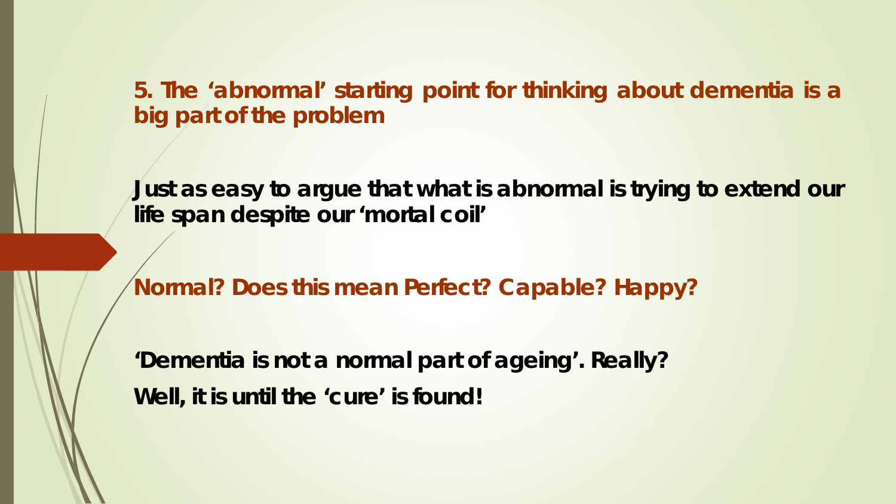## 5. The 'abnormal' starting point for thinking about dementia is a big part of the problem

**Just as easy to argue that what is abnormal is trying to extend our life span despite our 'mortal coil'**

**Normal? Does this mean Perfect? Capable? Happy?**

**'Dementia is not a normal part of ageing'. Really?**
**Well, it is until the 'cure' is found!**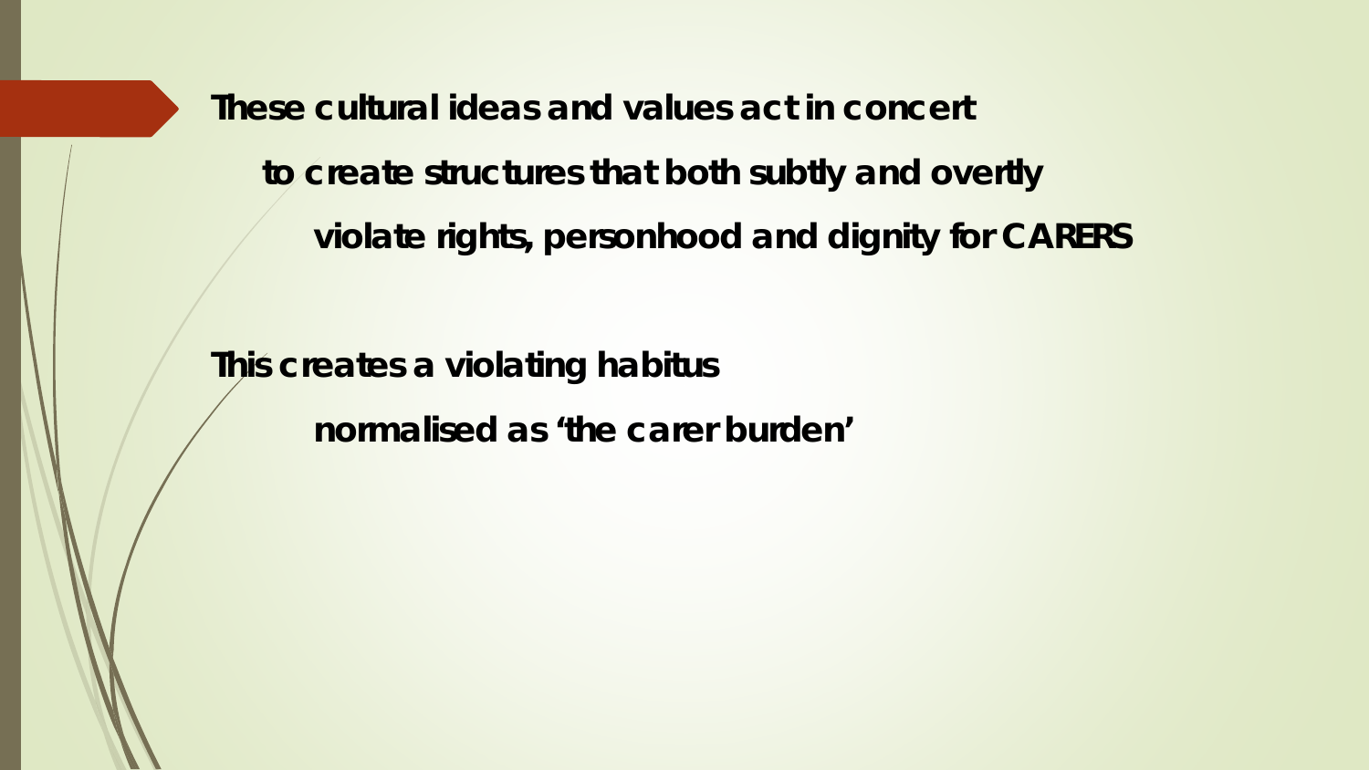**These cultural ideas and values act in concert**

**to create structures that both subtly and overtly**

**violate rights, personhood and dignity for CARERS**

**This creates a violating habitus**

**normalised as 'the carer burden'**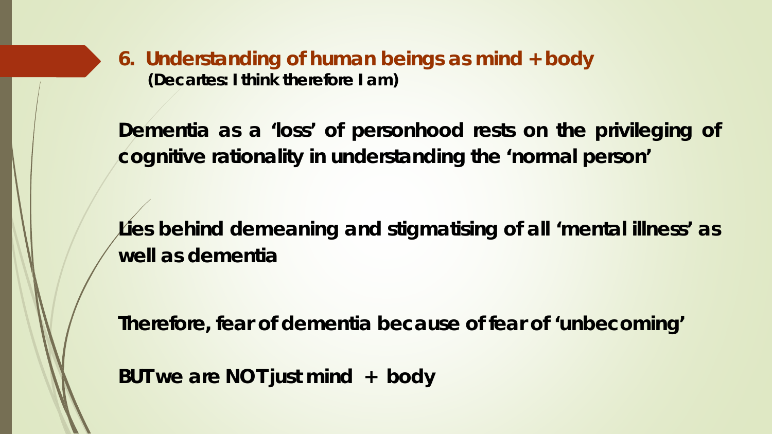## 6. Understanding of human beings as mind + body

**(Decartes: I think therefore I am)**

**Dementia as a ‘loss’ of personhood rests on the privileging of cognitive rationality in understanding the ‘normal person’**

**Lies behind demeaning and stigmatising of all ‘mental illness’ as well as dementia**

**Therefore, fear of dementia because of fear of ‘unbecoming’**

**BUT we are NOT just mind + body**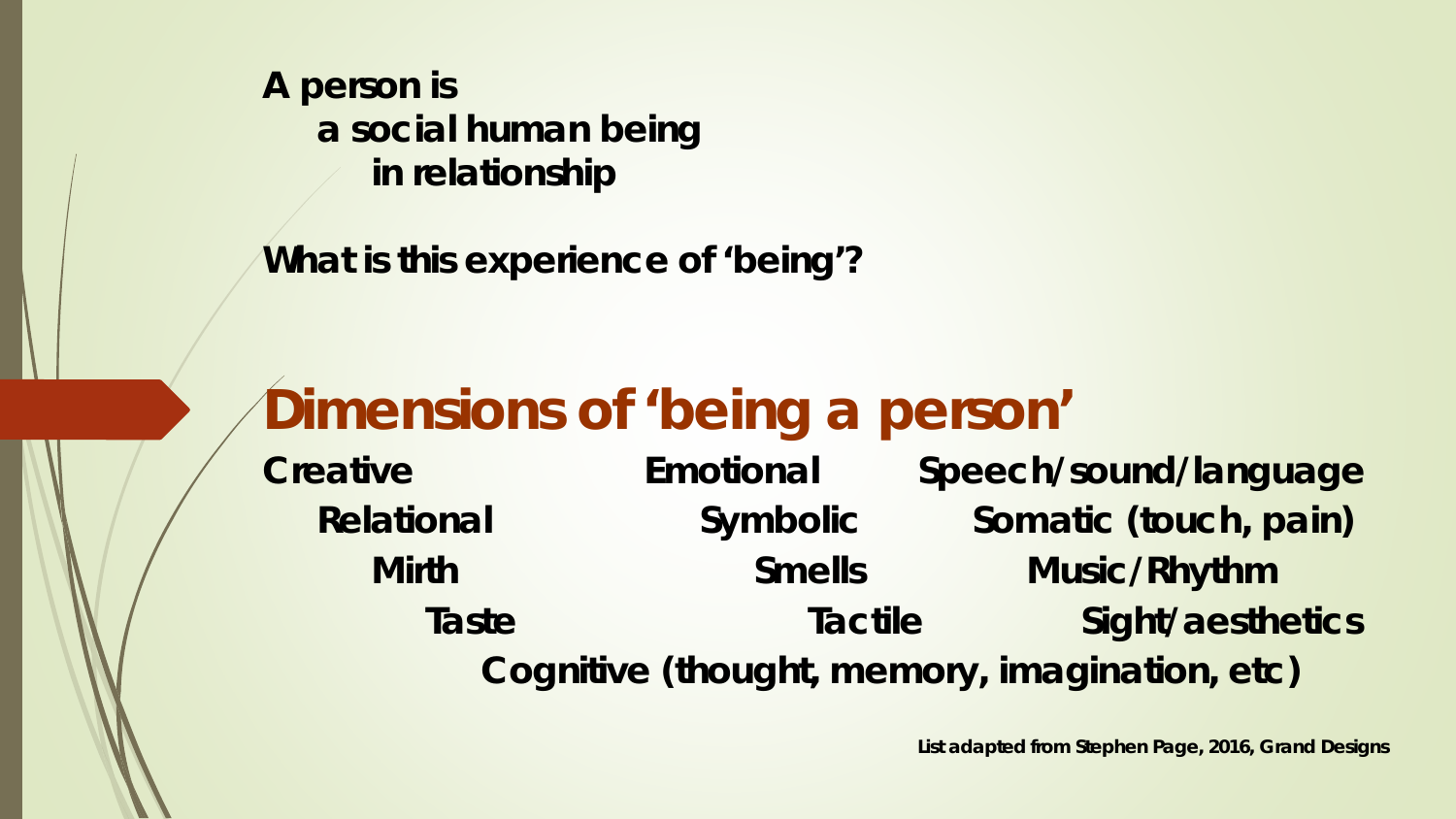**A person is**
**a social human being**
**in relationship**

**What is this experience of 'being'?**

# Dimensions of 'being a person'

**Creative** **Emotional** **Speech/sound/language**
**Relational** **Symbolic** **Somatic (touch, pain)**
**Mirth** **Smells** **Music/Rhythm**
**Taste** **Tactile** **Sight/aesthetics**
**Cognitive (thought, memory, imagination, etc)**

**List adapted from Stephen Page, 2016, Grand Designs**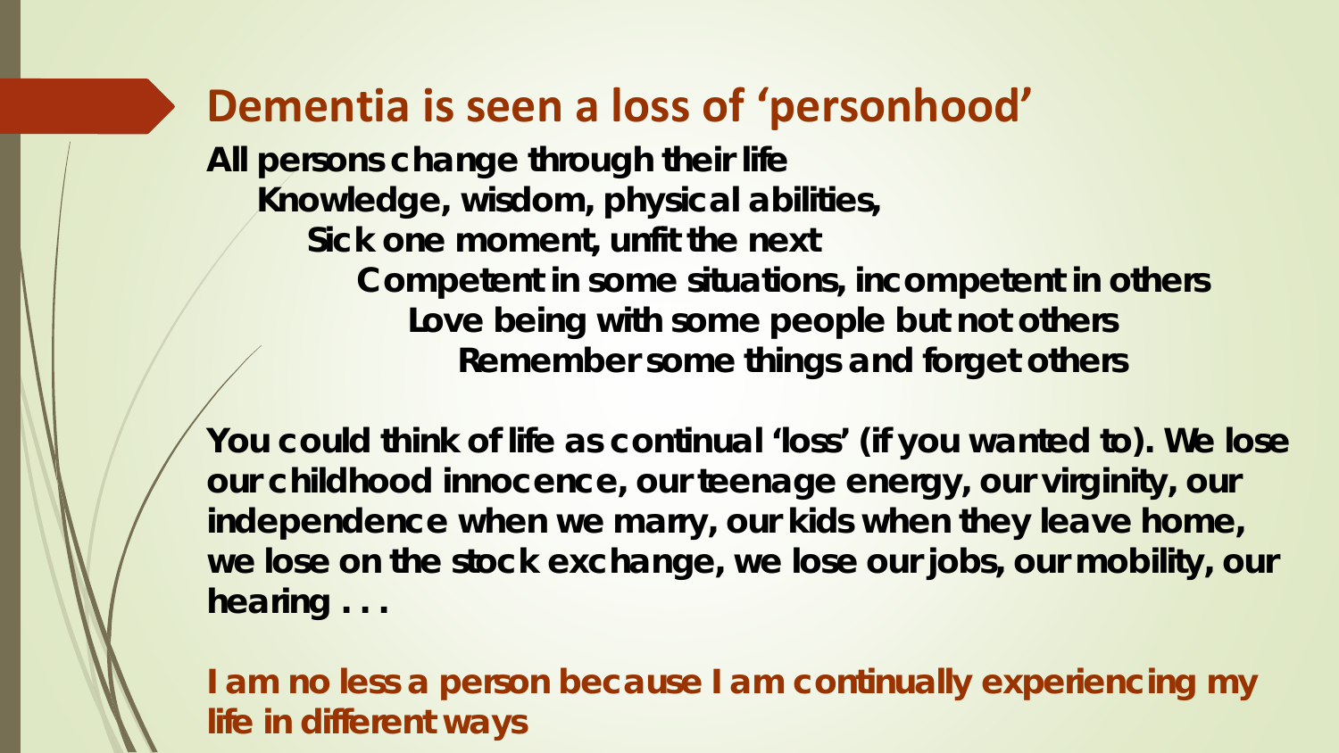## Dementia is seen a loss of 'personhood'

**All persons change through their life**

**Knowledge, wisdom, physical abilities,**

**Sick one moment, unfit the next**

**Competent in some situations, incompetent in others**

**Love being with some people but not others**

**Remember some things and forget others**

**You could think of life as continual 'loss' (if you wanted to). We lose our childhood innocence, our teenage energy, our virginity, our independence when we marry, our kids when they leave home, we lose on the stock exchange, we lose our jobs, our mobility, our hearing . . .**

**I am no less a person because I am continually experiencing my life in different ways**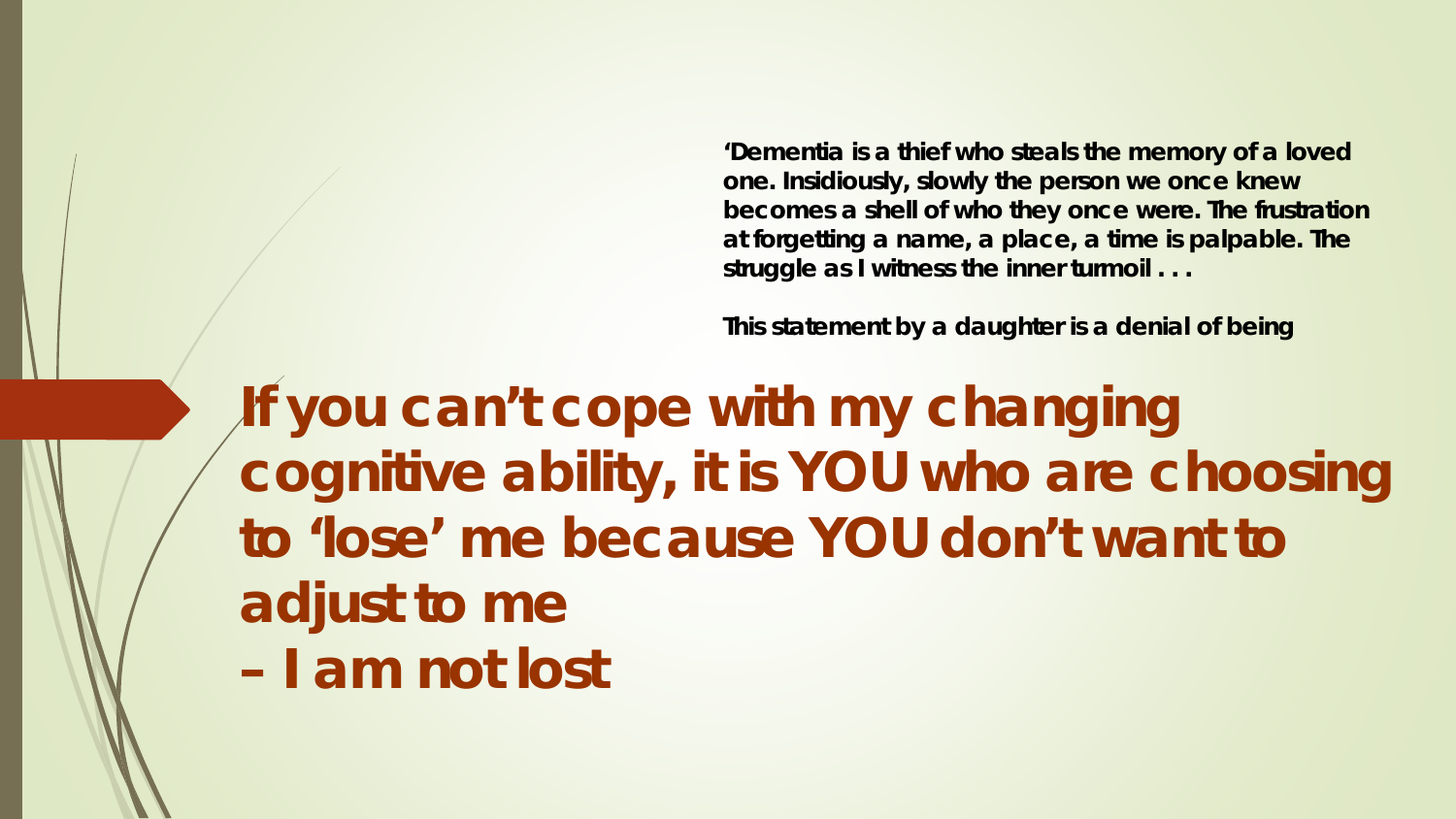**'Dementia is a thief who steals the memory of a loved one. Insidiously, slowly the person we once knew becomes a shell of who they once were. The frustration at forgetting a name, a place, a time is palpable. The struggle as I witness the inner turmoil . . .**

**This statement by a daughter is a denial of being**

# If you can't cope with my changing cognitive ability, it is YOU who are choosing to 'lose' me because YOU don't want to adjust to me – I am not lost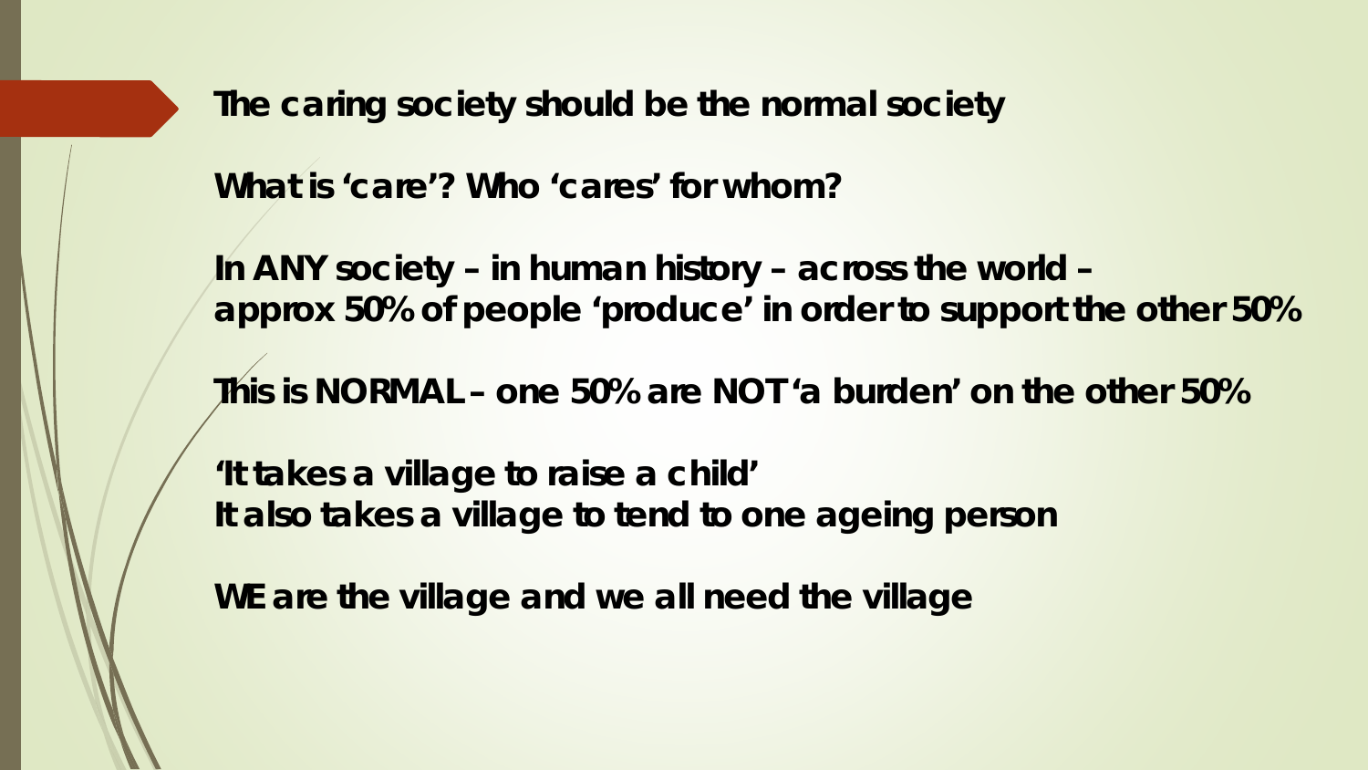**The caring society should be the normal society**

**What is 'care'? Who 'cares' for whom?**

**In ANY society – in human history – across the world – approx 50% of people 'produce' in order to support the other 50%**

**This is NORMAL – one 50% are NOT 'a burden' on the other 50%**

**'It takes a village to raise a child'**
**It also takes a village to tend to one ageing person**

**WE are the village and we all need the village**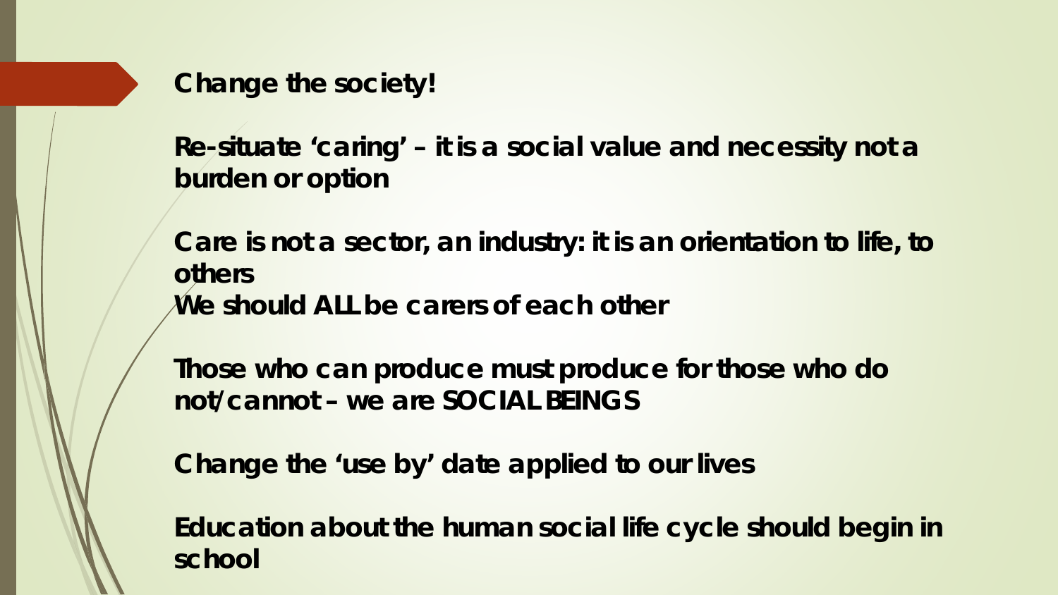## Change the society!

Re-situate 'caring' – it is a social value and necessity not a burden or option

Care is not a sector, an industry: it is an orientation to life, to others
We should ALL be carers of each other

Those who can produce must produce for those who do not/cannot – we are SOCIAL BEINGS

Change the 'use by' date applied to our lives

Education about the human social life cycle should begin in school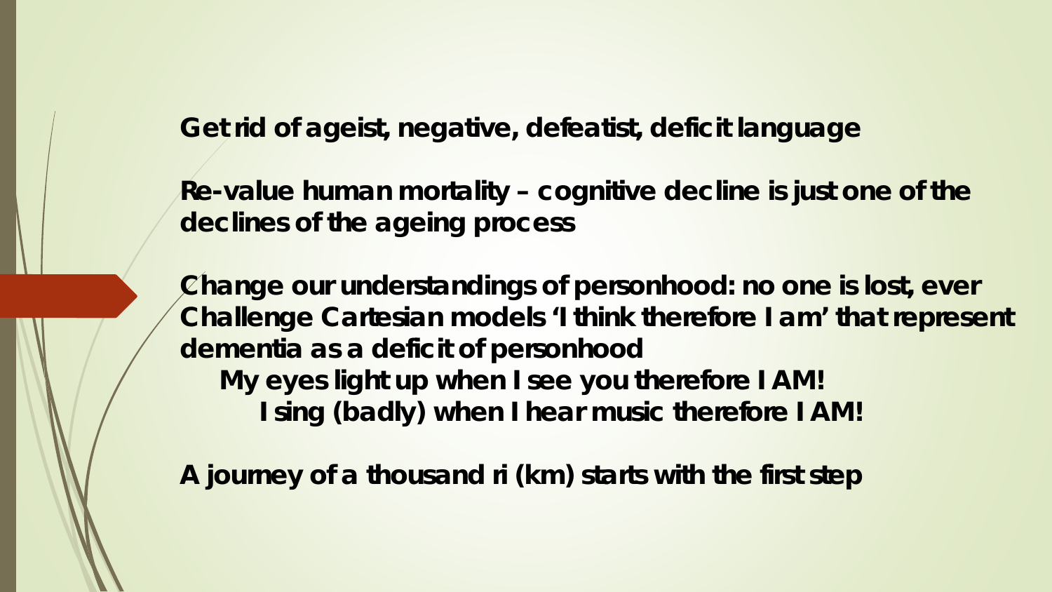**Get rid of ageist, negative, defeatist, deficit language**

**Re-value human mortality – cognitive decline is just one of the declines of the ageing process**

**Change our understandings of personhood: no one is lost, ever**
**Challenge Cartesian models 'I think therefore I am' that represent dementia as a deficit of personhood**

**My eyes light up when I see you therefore I AM!**

**I sing (badly) when I hear music therefore I AM!**

**A journey of a thousand ri (km) starts with the first step**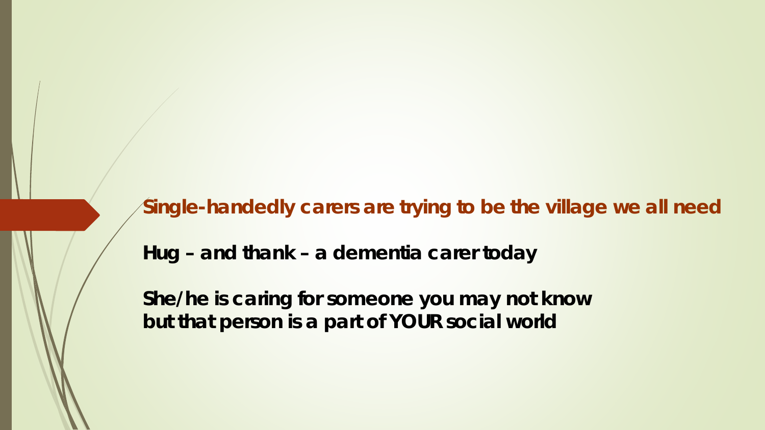**Single-handedly carers are trying to be the village we all need**

**Hug – and thank – a dementia carer today**

**She/he is caring for someone you may not know but that person is a part of YOUR social world**